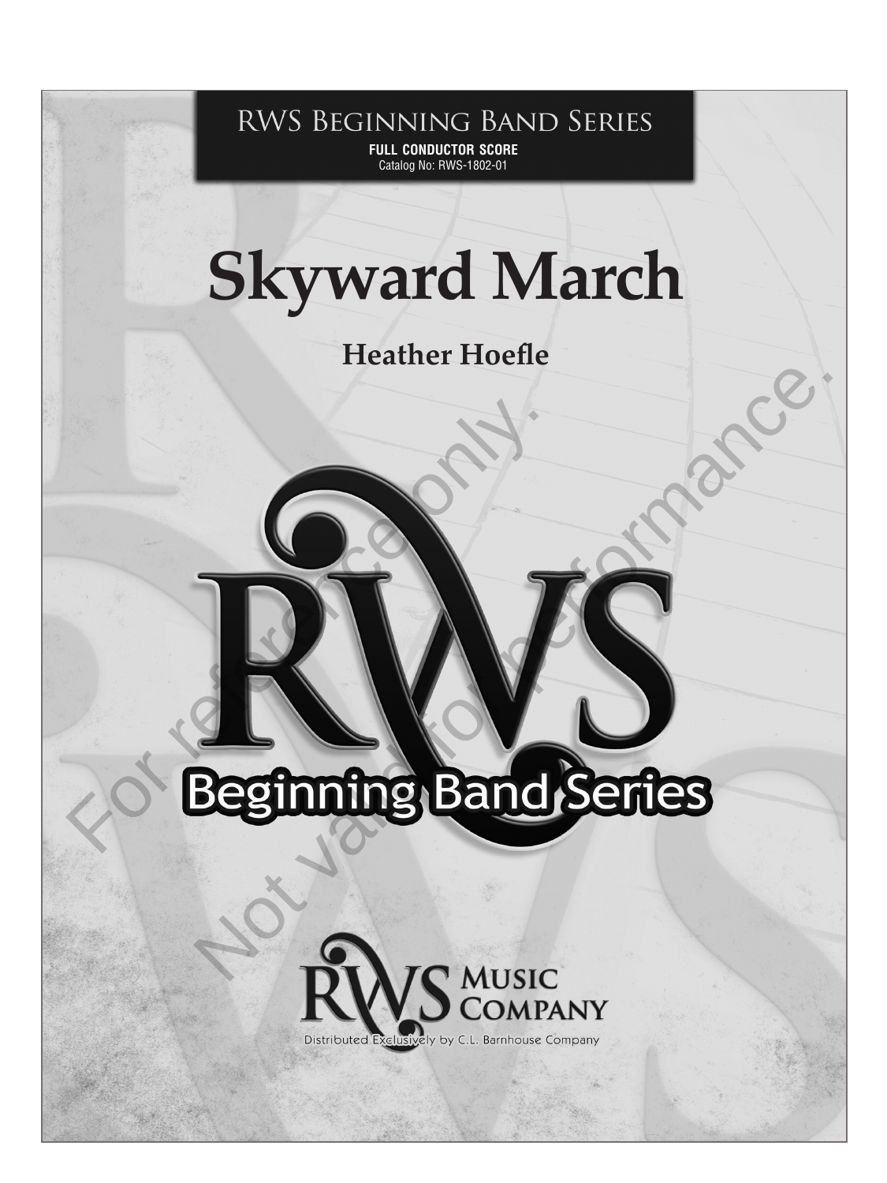RWS Beginning Band Series

**FULL CONDUCTOR SCORE**

Catalog No: RWS-1802-01

# Skyward March

**Heather Hoefle**

For reference only.
Not valid for performance.

RWS

Beginning Band Series

RWS Music Company

Distributed Exclusively by C.L. Barnhouse Company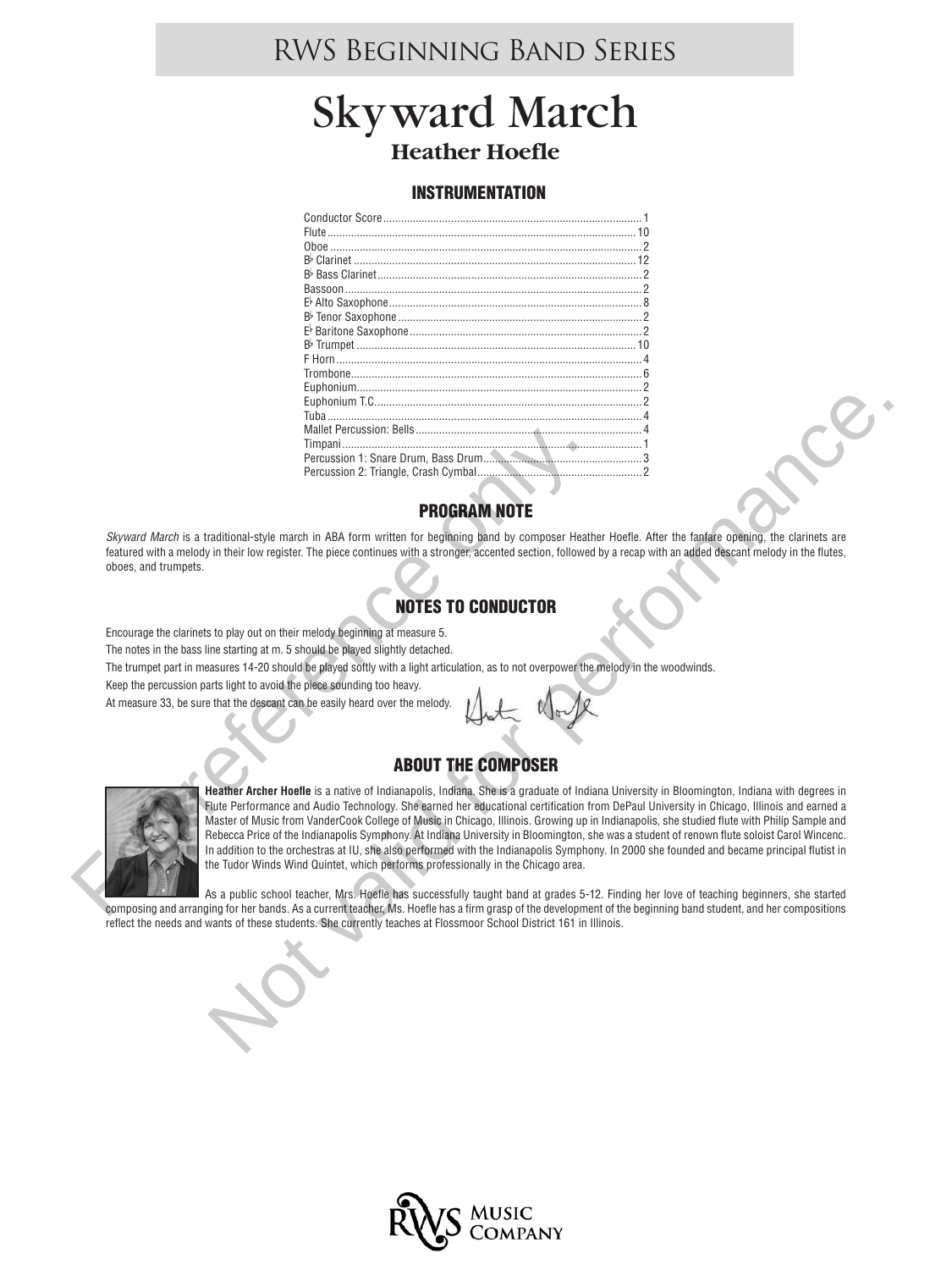# RWS Beginning Band Series

# Skyward March

## Heather Hoefle

### INSTRUMENTATION

| Instrument | Qty |
|---|---|
| Conductor Score | 1 |
| Flute | 10 |
| Oboe | 2 |
| B♭ Clarinet | 12 |
| B♭ Bass Clarinet | 2 |
| Bassoon | 2 |
| E♭ Alto Saxophone | 8 |
| B♭ Tenor Saxophone | 2 |
| E♭ Baritone Saxophone | 2 |
| B♭ Trumpet | 10 |
| F Horn | 4 |
| Trombone | 6 |
| Euphonium | 2 |
| Euphonium T.C. | 2 |
| Tuba | 4 |
| Mallet Percussion: Bells | 4 |
| Timpani | 1 |
| Percussion 1: Snare Drum, Bass Drum | 3 |
| Percussion 2: Triangle, Crash Cymbal | 2 |

### PROGRAM NOTE

*Skyward March* is a traditional-style march in ABA form written for beginning band by composer Heather Hoefle. After the fanfare opening, the clarinets are featured with a melody in their low register. The piece continues with a stronger, accented section, followed by a recap with an added descant melody in the flutes, oboes, and trumpets.

### NOTES TO CONDUCTOR

Encourage the clarinets to play out on their melody beginning at measure 5.

The notes in the bass line starting at m. 5 should be played slightly detached.

The trumpet part in measures 14-20 should be played softly with a light articulation, as to not overpower the melody in the woodwinds.

Keep the percussion parts light to avoid the piece sounding too heavy.

At measure 33, be sure that the descant can be easily heard over the melody.

### ABOUT THE COMPOSER

**Heather Archer Hoefle** is a native of Indianapolis, Indiana. She is a graduate of Indiana University in Bloomington, Indiana with degrees in Flute Performance and Audio Technology. She earned her educational certification from DePaul University in Chicago, Illinois and earned a Master of Music from VanderCook College of Music in Chicago, Illinois. Growing up in Indianapolis, she studied flute with Philip Sample and Rebecca Price of the Indianapolis Symphony. At Indiana University in Bloomington, she was a student of renown flute soloist Carol Wincenc. In addition to the orchestras at IU, she also performed with the Indianapolis Symphony. In 2000 she founded and became principal flutist in the Tudor Winds Wind Quintet, which performs professionally in the Chicago area.

As a public school teacher, Mrs. Hoefle has successfully taught band at grades 5-12. Finding her love of teaching beginners, she started composing and arranging for her bands. As a current teacher, Ms. Hoefle has a firm grasp of the development of the beginning band student, and her compositions reflect the needs and wants of these students. She currently teaches at Flossmoor School District 161 in Illinois.

RWS Music Company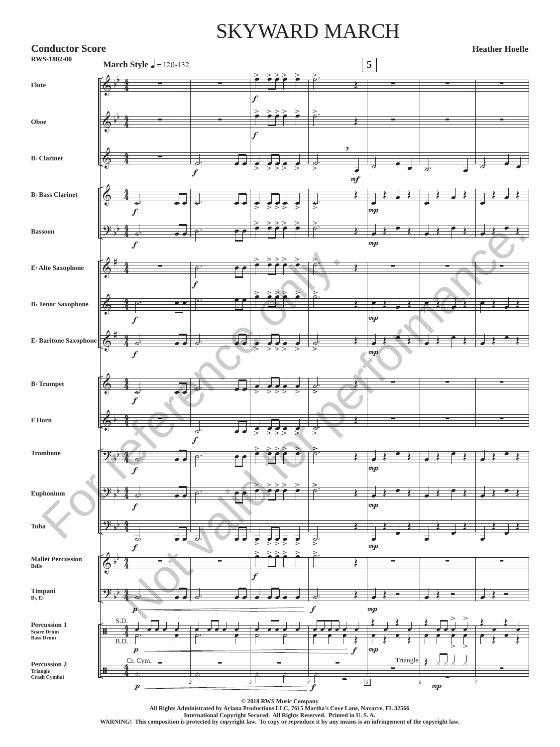# SKYWARD MARCH

**Conductor Score**

RWS-1802-00

**Heather Hoefle**

**March Style** ♩ = 120-132

Flute

Oboe

B♭ Clarinet

B♭ Bass Clarinet

Bassoon

E♭ Alto Saxophone

B♭ Tenor Saxophone

E♭ Baritone Saxophone

B♭ Trumpet

F Horn

Trombone

Euphonium

Tuba

Mallet Percussion
Bells

Timpani
B♭, E♭

Percussion 1
Snare Drum
Bass Drum

Percussion 2
Triangle
Crash Cymbal

For reference only. Not valid for performance.

© 2018 RWS Music Company
All Rights Administrated by Ariana Productions LLC, 7615 Martha's Cove Lane, Navarre, FL 32566
International Copyright Secured. All Rights Reserved. Printed in U. S. A.
WARNING! This composition is protected by copyright law. To copy or reproduce it by any means is an infringement of the copyright law.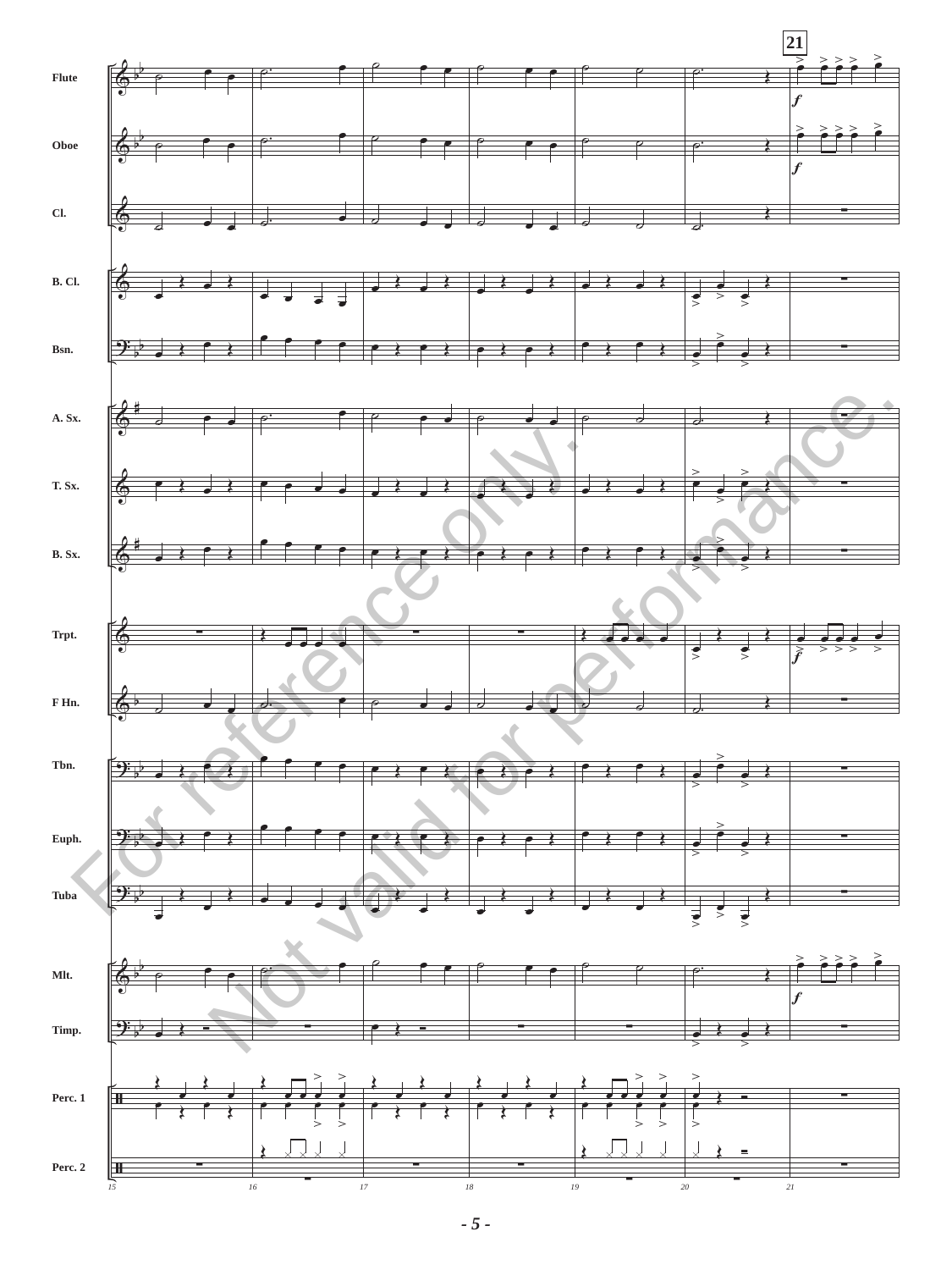Flute

Oboe

Cl.

B. Cl.

Bsn.

A. Sx.

T. Sx.

B. Sx.

Trpt.

F Hn.

Tbn.

Euph.

Tuba

Mlt.

Timp.

Perc. 1

Perc. 2

For reference only. Not valid for performance.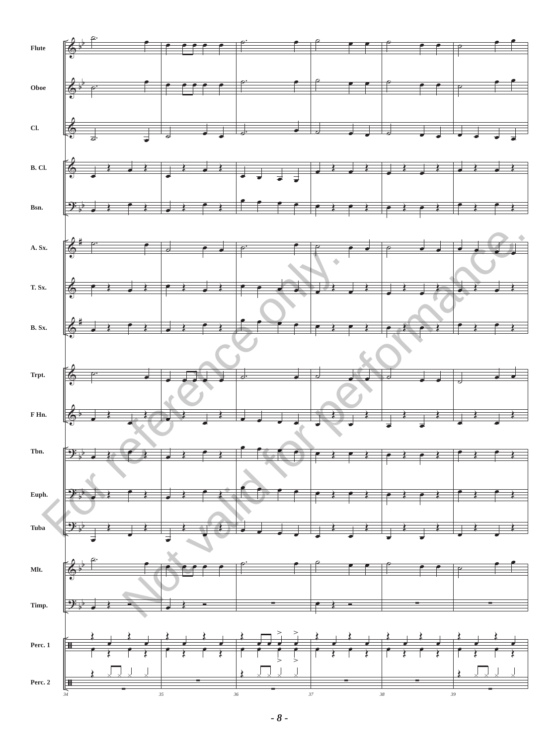Flute

Oboe

Cl.

B. Cl.

Bsn.

A. Sx.

T. Sx.

B. Sx.

Trpt.

F Hn.

Tbn.

Euph.

Tuba

Mlt.

Timp.

Perc. 1

Perc. 2

34 35 36 37 38 39

For reference only.

Not valid for performance.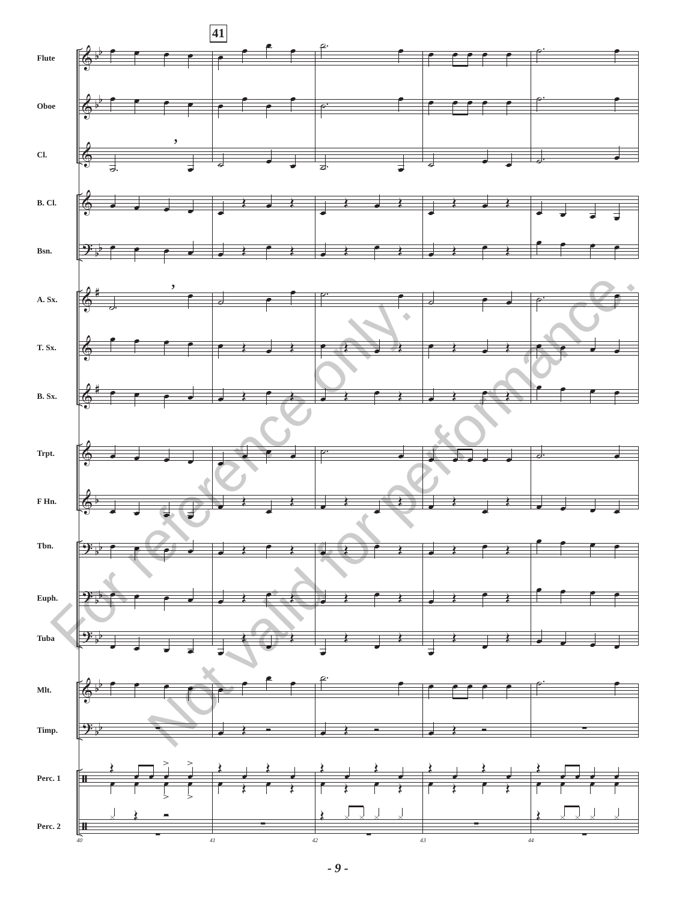41

Flute

Oboe

Cl.

B. Cl.

Bsn.

A. Sx.

T. Sx.

B. Sx.

Trpt.

F Hn.

Tbn.

Euph.

Tuba

Mlt.

Timp.

Perc. 1

Perc. 2

For reference only. Not valid for performance.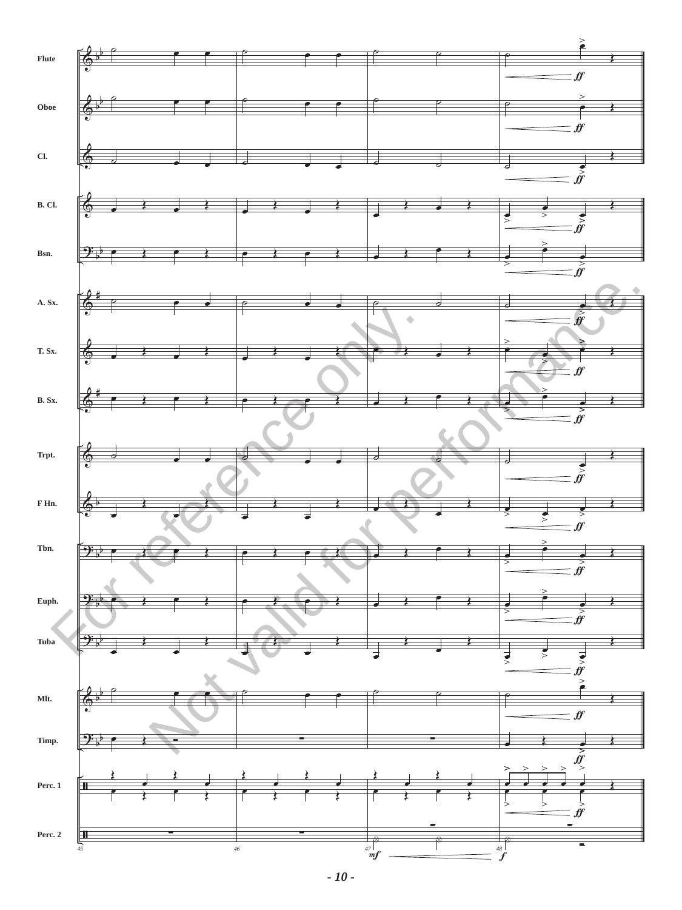Flute

Oboe

Cl.

B. Cl.

Bsn.

A. Sx.

T. Sx.

B. Sx.

Trpt.

F Hn.

Tbn.

Euph.

Tuba

Mlt.

Timp.

Perc. 1

Perc. 2

For reference only.
Not valid for performance.